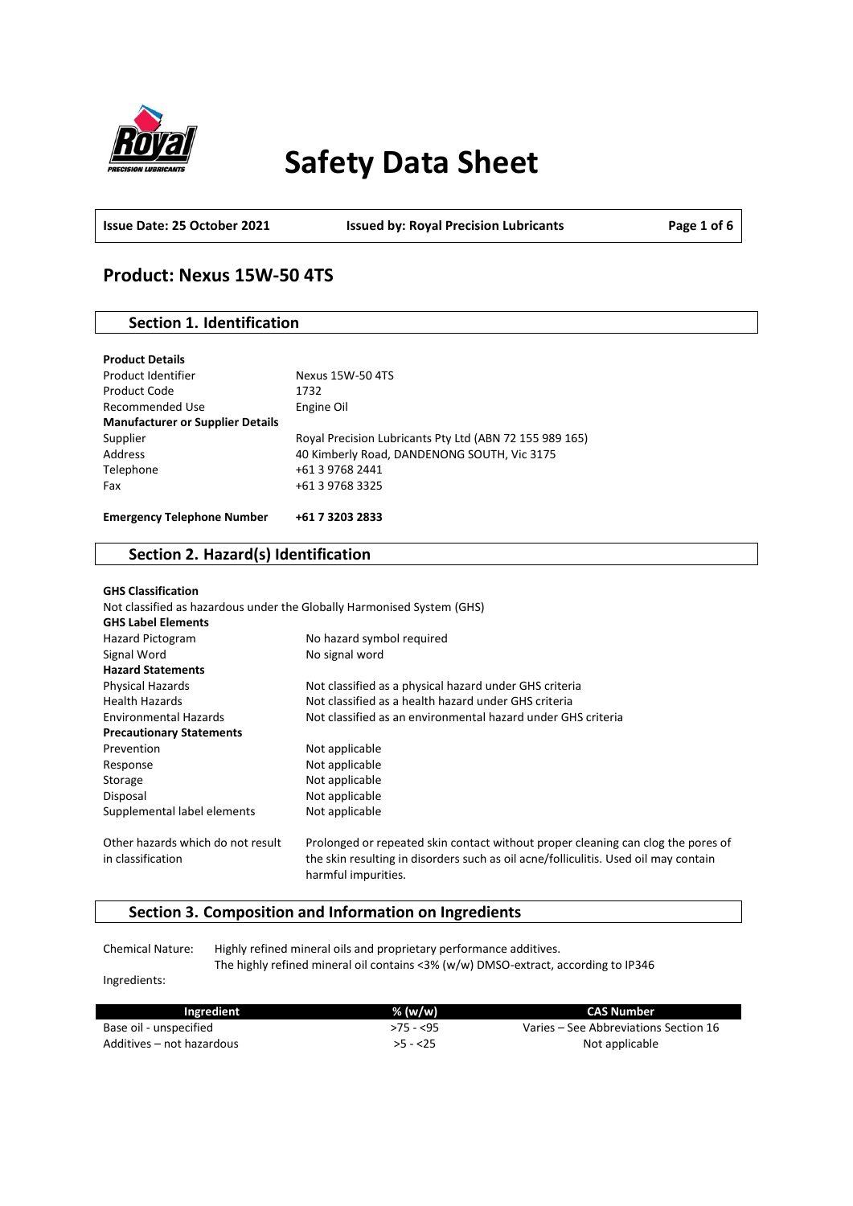# Safety Data Sheet

**Issue Date: 25 October 2021** | **Issued by: Royal Precision Lubricants**

## Product: Nexus 15W-50 4TS

### Section 1. Identification

**Product Details**

| | |
|---|---|
| Product Identifier | Nexus 15W-50 4TS |
| Product Code | 1732 |
| Recommended Use | Engine Oil |
| **Manufacturer or Supplier Details** | |
| Supplier | Royal Precision Lubricants Pty Ltd (ABN 72 155 989 165) |
| Address | 40 Kimberly Road, DANDENONG SOUTH, Vic 3175 |
| Telephone | +61 3 9768 2441 |
| Fax | +61 3 9768 3325 |

**Emergency Telephone Number** **+61 7 3203 2833**

### Section 2. Hazard(s) Identification

**GHS Classification**

Not classified as hazardous under the Globally Harmonised System (GHS)

**GHS Label Elements**

| | |
|---|---|
| Hazard Pictogram | No hazard symbol required |
| Signal Word | No signal word |
| **Hazard Statements** | |
| Physical Hazards | Not classified as a physical hazard under GHS criteria |
| Health Hazards | Not classified as a health hazard under GHS criteria |
| Environmental Hazards | Not classified as an environmental hazard under GHS criteria |
| **Precautionary Statements** | |
| Prevention | Not applicable |
| Response | Not applicable |
| Storage | Not applicable |
| Disposal | Not applicable |
| Supplemental label elements | Not applicable |
| Other hazards which do not result in classification | Prolonged or repeated skin contact without proper cleaning can clog the pores of the skin resulting in disorders such as oil acne/folliculitis. Used oil may contain harmful impurities. |

### Section 3. Composition and Information on Ingredients

Chemical Nature: Highly refined mineral oils and proprietary performance additives.
The highly refined mineral oil contains <3% (w/w) DMSO-extract, according to IP346

Ingredients:

| Ingredient | % (w/w) | CAS Number |
|---|---|---|
| Base oil - unspecified | >75 - <95 | Varies – See Abbreviations Section 16 |
| Additives – not hazardous | >5 - <25 | Not applicable |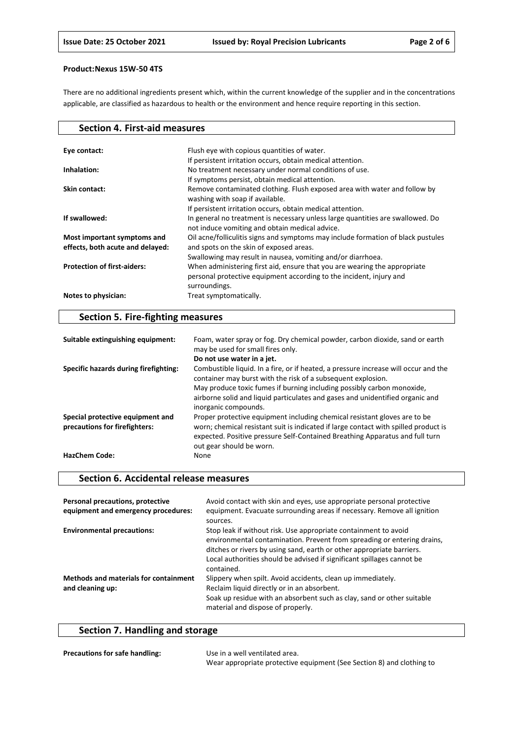**Product:Nexus 15W-50 4TS**

There are no additional ingredients present which, within the current knowledge of the supplier and in the concentrations applicable, are classified as hazardous to health or the environment and hence require reporting in this section.

## Section 4. First-aid measures

| | |
|---|---|
| **Eye contact:** | Flush eye with copious quantities of water. If persistent irritation occurs, obtain medical attention. |
| **Inhalation:** | No treatment necessary under normal conditions of use. If symptoms persist, obtain medical attention. |
| **Skin contact:** | Remove contaminated clothing. Flush exposed area with water and follow by washing with soap if available. If persistent irritation occurs, obtain medical attention. |
| **If swallowed:** | In general no treatment is necessary unless large quantities are swallowed. Do not induce vomiting and obtain medical advice. |
| **Most important symptoms and effects, both acute and delayed:** | Oil acne/folliculitis signs and symptoms may include formation of black pustules and spots on the skin of exposed areas. Swallowing may result in nausea, vomiting and/or diarrhoea. |
| **Protection of first-aiders:** | When administering first aid, ensure that you are wearing the appropriate personal protective equipment according to the incident, injury and surroundings. |
| **Notes to physician:** | Treat symptomatically. |

## Section 5. Fire-fighting measures

| | |
|---|---|
| **Suitable extinguishing equipment:** | Foam, water spray or fog. Dry chemical powder, carbon dioxide, sand or earth may be used for small fires only. **Do not use water in a jet.** |
| **Specific hazards during firefighting:** | Combustible liquid. In a fire, or if heated, a pressure increase will occur and the container may burst with the risk of a subsequent explosion. May produce toxic fumes if burning including possibly carbon monoxide, airborne solid and liquid particulates and gases and unidentified organic and inorganic compounds. |
| **Special protective equipment and precautions for firefighters:** | Proper protective equipment including chemical resistant gloves are to be worn; chemical resistant suit is indicated if large contact with spilled product is expected. Positive pressure Self-Contained Breathing Apparatus and full turn out gear should be worn. |
| **HazChem Code:** | None |

## Section 6. Accidental release measures

| | |
|---|---|
| **Personal precautions, protective equipment and emergency procedures:** | Avoid contact with skin and eyes, use appropriate personal protective equipment. Evacuate surrounding areas if necessary. Remove all ignition sources. |
| **Environmental precautions:** | Stop leak if without risk. Use appropriate containment to avoid environmental contamination. Prevent from spreading or entering drains, ditches or rivers by using sand, earth or other appropriate barriers. Local authorities should be advised if significant spillages cannot be contained. |
| **Methods and materials for containment and cleaning up:** | Slippery when spilt. Avoid accidents, clean up immediately. Reclaim liquid directly or in an absorbent. Soak up residue with an absorbent such as clay, sand or other suitable material and dispose of properly. |

## Section 7. Handling and storage

| | |
|---|---|
| **Precautions for safe handling:** | Use in a well ventilated area. Wear appropriate protective equipment (See Section 8) and clothing to |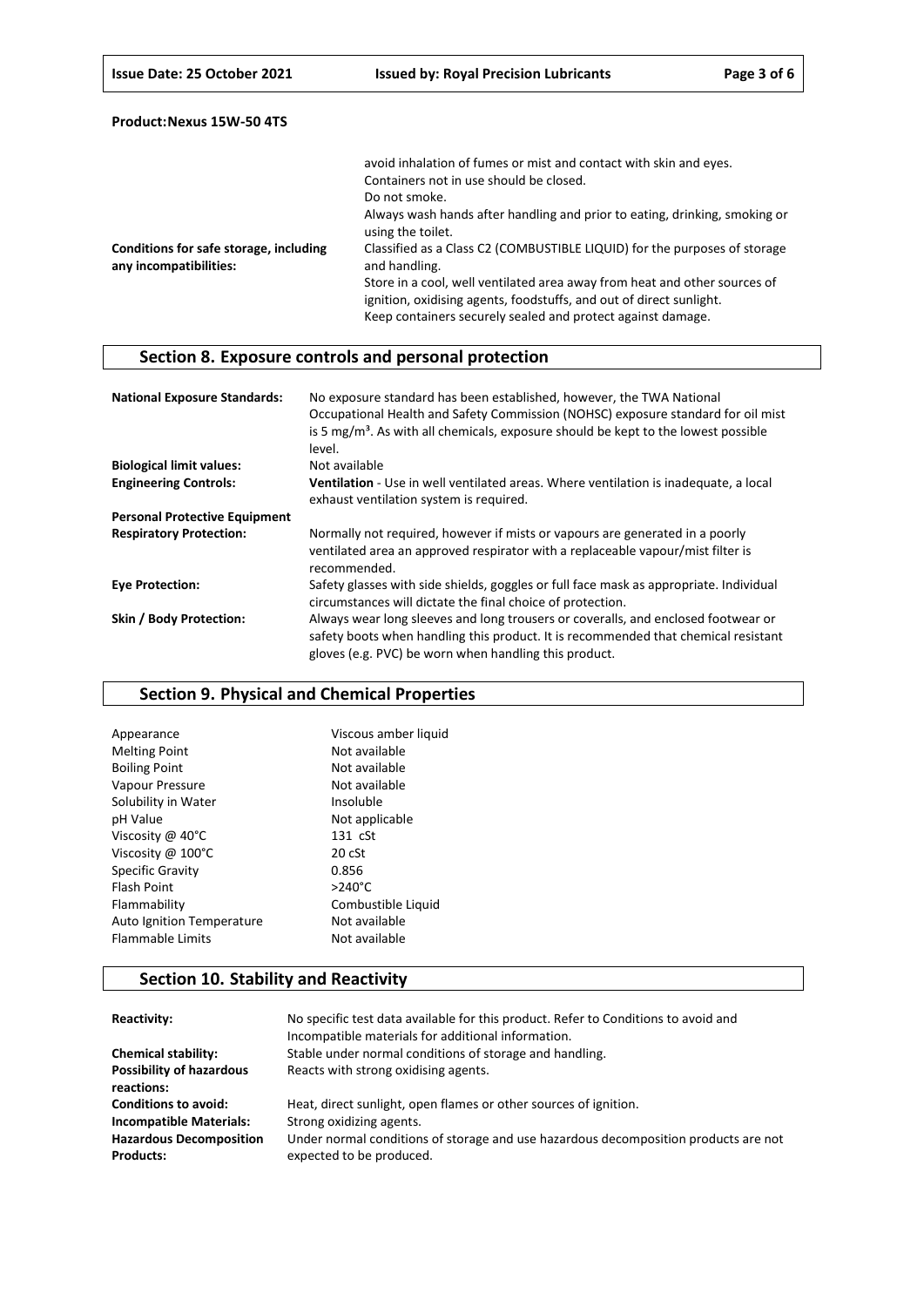**Product:Nexus 15W-50 4TS**

| | |
|---|---|
| | avoid inhalation of fumes or mist and contact with skin and eyes. Containers not in use should be closed. Do not smoke. Always wash hands after handling and prior to eating, drinking, smoking or using the toilet. |
| **Conditions for safe storage, including any incompatibilities:** | Classified as a Class C2 (COMBUSTIBLE LIQUID) for the purposes of storage and handling. Store in a cool, well ventilated area away from heat and other sources of ignition, oxidising agents, foodstuffs, and out of direct sunlight. Keep containers securely sealed and protect against damage. |

## Section 8. Exposure controls and personal protection

| | |
|---|---|
| **National Exposure Standards:** | No exposure standard has been established, however, the TWA National Occupational Health and Safety Commission (NOHSC) exposure standard for oil mist is 5 mg/m³. As with all chemicals, exposure should be kept to the lowest possible level. |
| **Biological limit values:** | Not available |
| **Engineering Controls:** | **Ventilation** - Use in well ventilated areas. Where ventilation is inadequate, a local exhaust ventilation system is required. |
| **Personal Protective Equipment** | |
| **Respiratory Protection:** | Normally not required, however if mists or vapours are generated in a poorly ventilated area an approved respirator with a replaceable vapour/mist filter is recommended. |
| **Eye Protection:** | Safety glasses with side shields, goggles or full face mask as appropriate. Individual circumstances will dictate the final choice of protection. |
| **Skin / Body Protection:** | Always wear long sleeves and long trousers or coveralls, and enclosed footwear or safety boots when handling this product. It is recommended that chemical resistant gloves (e.g. PVC) be worn when handling this product. |

## Section 9. Physical and Chemical Properties

| | |
|---|---|
| Appearance | Viscous amber liquid |
| Melting Point | Not available |
| Boiling Point | Not available |
| Vapour Pressure | Not available |
| Solubility in Water | Insoluble |
| pH Value | Not applicable |
| Viscosity @ 40°C | 131 cSt |
| Viscosity @ 100°C | 20 cSt |
| Specific Gravity | 0.856 |
| Flash Point | >240°C |
| Flammability | Combustible Liquid |
| Auto Ignition Temperature | Not available |
| Flammable Limits | Not available |

## Section 10. Stability and Reactivity

| | |
|---|---|
| **Reactivity:** | No specific test data available for this product. Refer to Conditions to avoid and Incompatible materials for additional information. |
| **Chemical stability:** | Stable under normal conditions of storage and handling. |
| **Possibility of hazardous reactions:** | Reacts with strong oxidising agents. |
| **Conditions to avoid:** | Heat, direct sunlight, open flames or other sources of ignition. |
| **Incompatible Materials:** | Strong oxidizing agents. |
| **Hazardous Decomposition Products:** | Under normal conditions of storage and use hazardous decomposition products are not expected to be produced. |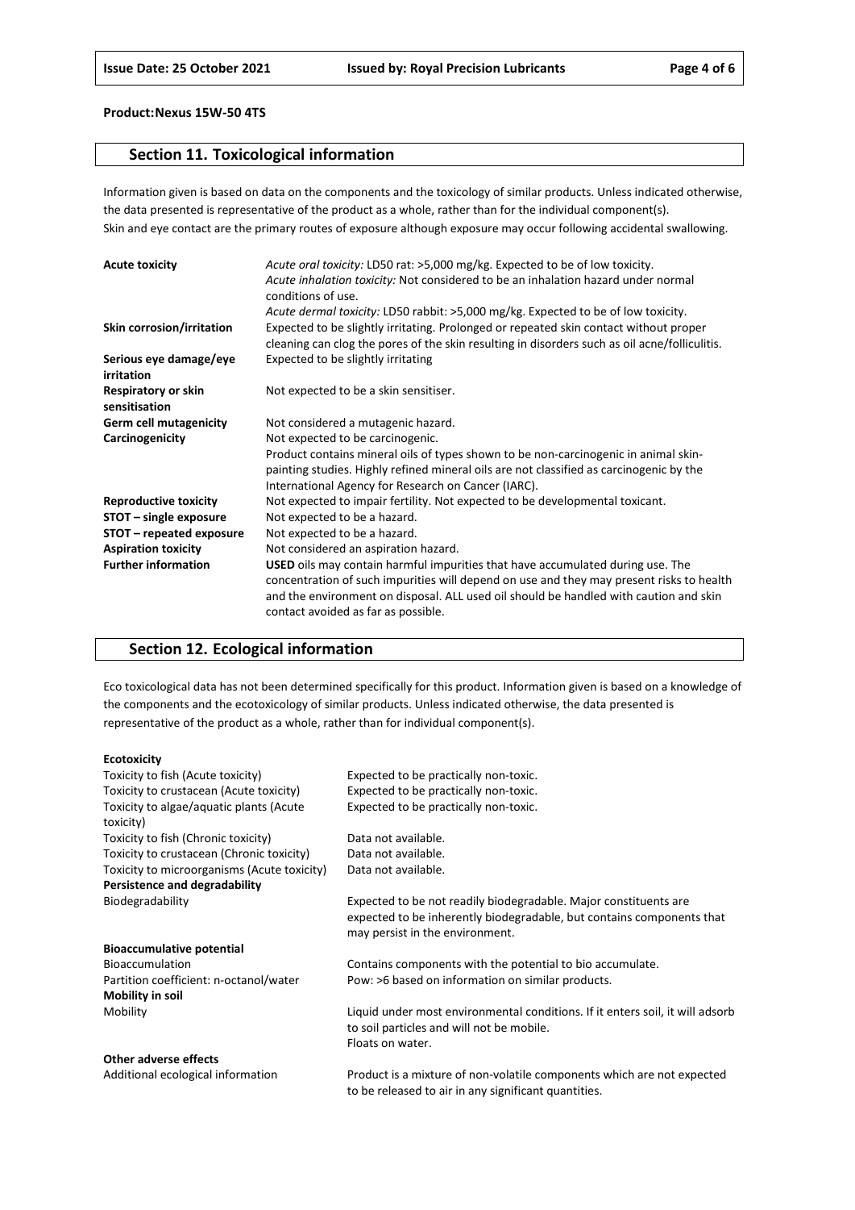**Product:Nexus 15W-50 4TS**

## Section 11. Toxicological information

Information given is based on data on the components and the toxicology of similar products. Unless indicated otherwise, the data presented is representative of the product as a whole, rather than for the individual component(s).
Skin and eye contact are the primary routes of exposure although exposure may occur following accidental swallowing.

| | |
|---|---|
| **Acute toxicity** | *Acute oral toxicity:* LD50 rat: >5,000 mg/kg. Expected to be of low toxicity.<br>*Acute inhalation toxicity:* Not considered to be an inhalation hazard under normal conditions of use.<br>*Acute dermal toxicity:* LD50 rabbit: >5,000 mg/kg. Expected to be of low toxicity. |
| **Skin corrosion/irritation** | Expected to be slightly irritating. Prolonged or repeated skin contact without proper cleaning can clog the pores of the skin resulting in disorders such as oil acne/folliculitis. |
| **Serious eye damage/eye irritation** | Expected to be slightly irritating |
| **Respiratory or skin sensitisation** | Not expected to be a skin sensitiser. |
| **Germ cell mutagenicity** | Not considered a mutagenic hazard. |
| **Carcinogenicity** | Not expected to be carcinogenic.<br>Product contains mineral oils of types shown to be non-carcinogenic in animal skin-painting studies. Highly refined mineral oils are not classified as carcinogenic by the International Agency for Research on Cancer (IARC). |
| **Reproductive toxicity** | Not expected to impair fertility. Not expected to be developmental toxicant. |
| **STOT – single exposure** | Not expected to be a hazard. |
| **STOT – repeated exposure** | Not expected to be a hazard. |
| **Aspiration toxicity** | Not considered an aspiration hazard. |
| **Further information** | **USED** oils may contain harmful impurities that have accumulated during use. The concentration of such impurities will depend on use and they may present risks to health and the environment on disposal. ALL used oil should be handled with caution and skin contact avoided as far as possible. |

## Section 12. Ecological information

Eco toxicological data has not been determined specifically for this product. Information given is based on a knowledge of the components and the ecotoxicology of similar products. Unless indicated otherwise, the data presented is representative of the product as a whole, rather than for individual component(s).

| | |
|---|---|
| **Ecotoxicity** | |
| Toxicity to fish (Acute toxicity) | Expected to be practically non-toxic. |
| Toxicity to crustacean (Acute toxicity) | Expected to be practically non-toxic. |
| Toxicity to algae/aquatic plants (Acute toxicity) | Expected to be practically non-toxic. |
| Toxicity to fish (Chronic toxicity) | Data not available. |
| Toxicity to crustacean (Chronic toxicity) | Data not available. |
| Toxicity to microorganisms (Acute toxicity) | Data not available. |
| **Persistence and degradability** | |
| Biodegradability | Expected to be not readily biodegradable. Major constituents are expected to be inherently biodegradable, but contains components that may persist in the environment. |
| **Bioaccumulative potential** | |
| Bioaccumulation | Contains components with the potential to bio accumulate. |
| Partition coefficient: n-octanol/water | Pow: >6 based on information on similar products. |
| **Mobility in soil** | |
| Mobility | Liquid under most environmental conditions. If it enters soil, it will adsorb to soil particles and will not be mobile.<br>Floats on water. |
| **Other adverse effects** | |
| Additional ecological information | Product is a mixture of non-volatile components which are not expected to be released to air in any significant quantities. |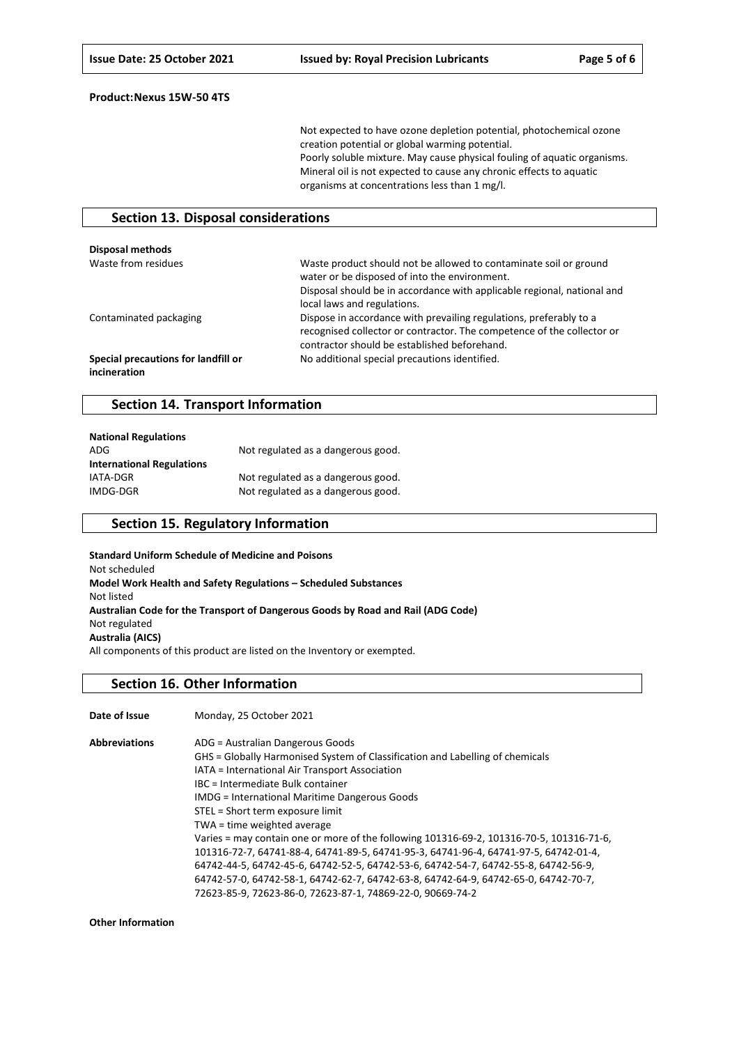**Product:Nexus 15W-50 4TS**

Not expected to have ozone depletion potential, photochemical ozone creation potential or global warming potential.
Poorly soluble mixture. May cause physical fouling of aquatic organisms.
Mineral oil is not expected to cause any chronic effects to aquatic organisms at concentrations less than 1 mg/l.

## Section 13. Disposal considerations

**Disposal methods**

| | |
|---|---|
| Waste from residues | Waste product should not be allowed to contaminate soil or ground water or be disposed of into the environment.<br>Disposal should be in accordance with applicable regional, national and local laws and regulations. |
| Contaminated packaging | Dispose in accordance with prevailing regulations, preferably to a recognised collector or contractor. The competence of the collector or contractor should be established beforehand. |
| **Special precautions for landfill or incineration** | No additional special precautions identified. |

## Section 14. Transport Information

**National Regulations**

| | |
|---|---|
| ADG | Not regulated as a dangerous good. |

**International Regulations**

| | |
|---|---|
| IATA-DGR | Not regulated as a dangerous good. |
| IMDG-DGR | Not regulated as a dangerous good. |

## Section 15. Regulatory Information

**Standard Uniform Schedule of Medicine and Poisons**
Not scheduled
**Model Work Health and Safety Regulations – Scheduled Substances**
Not listed
**Australian Code for the Transport of Dangerous Goods by Road and Rail (ADG Code)**
Not regulated
**Australia (AICS)**
All components of this product are listed on the Inventory or exempted.

## Section 16. Other Information

**Date of Issue** Monday, 25 October 2021

**Abbreviations**

ADG = Australian Dangerous Goods
GHS = Globally Harmonised System of Classification and Labelling of chemicals
IATA = International Air Transport Association
IBC = Intermediate Bulk container
IMDG = International Maritime Dangerous Goods
STEL = Short term exposure limit
TWA = time weighted average
Varies = may contain one or more of the following 101316-69-2, 101316-70-5, 101316-71-6, 101316-72-7, 64741-88-4, 64741-89-5, 64741-95-3, 64741-96-4, 64741-97-5, 64742-01-4, 64742-44-5, 64742-45-6, 64742-52-5, 64742-53-6, 64742-54-7, 64742-55-8, 64742-56-9, 64742-57-0, 64742-58-1, 64742-62-7, 64742-63-8, 64742-64-9, 64742-65-0, 64742-70-7, 72623-85-9, 72623-86-0, 72623-87-1, 74869-22-0, 90669-74-2

**Other Information**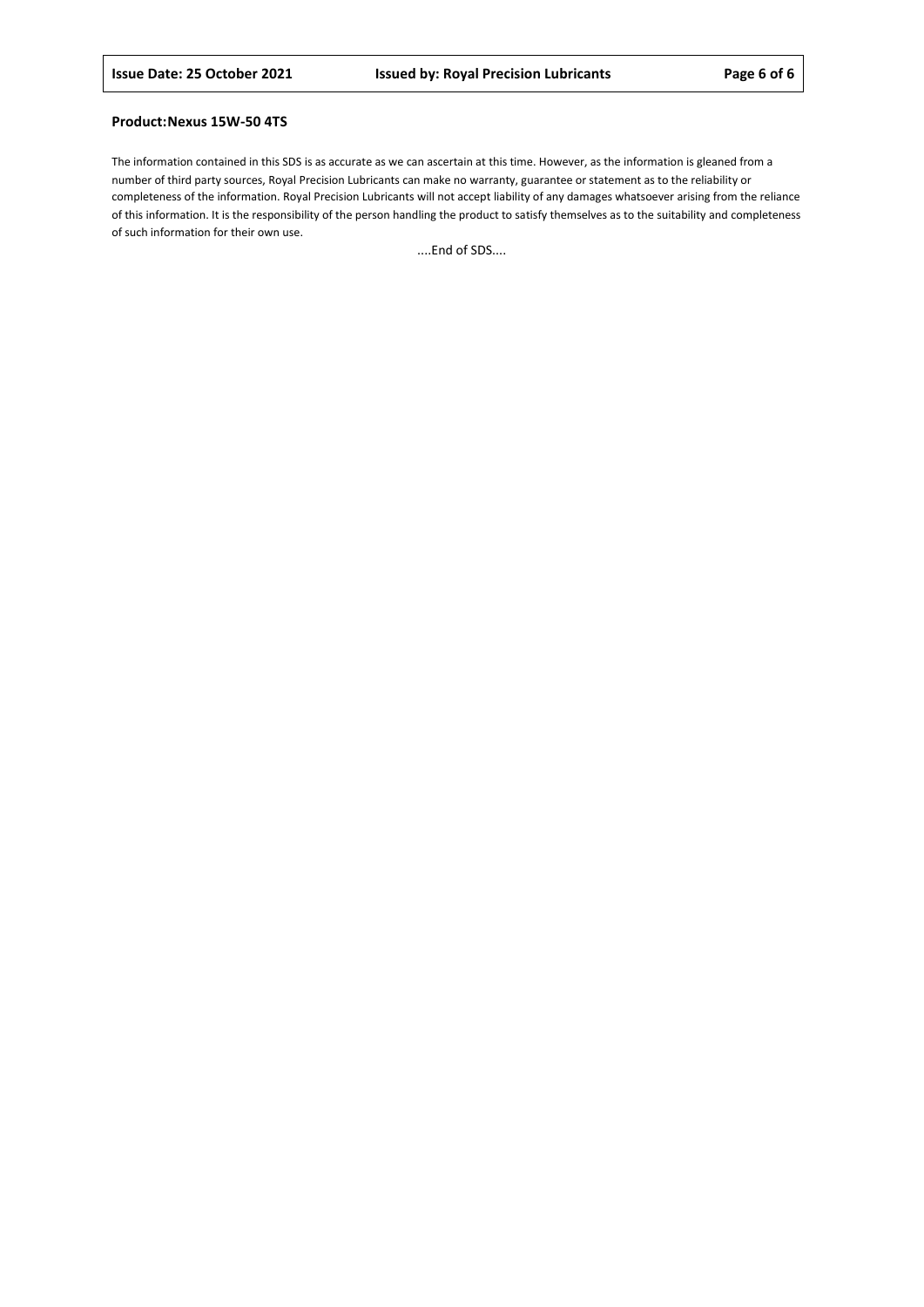**Product:Nexus 15W-50 4TS**

The information contained in this SDS is as accurate as we can ascertain at this time. However, as the information is gleaned from a number of third party sources, Royal Precision Lubricants can make no warranty, guarantee or statement as to the reliability or completeness of the information. Royal Precision Lubricants will not accept liability of any damages whatsoever arising from the reliance of this information. It is the responsibility of the person handling the product to satisfy themselves as to the suitability and completeness of such information for their own use.

....End of SDS....